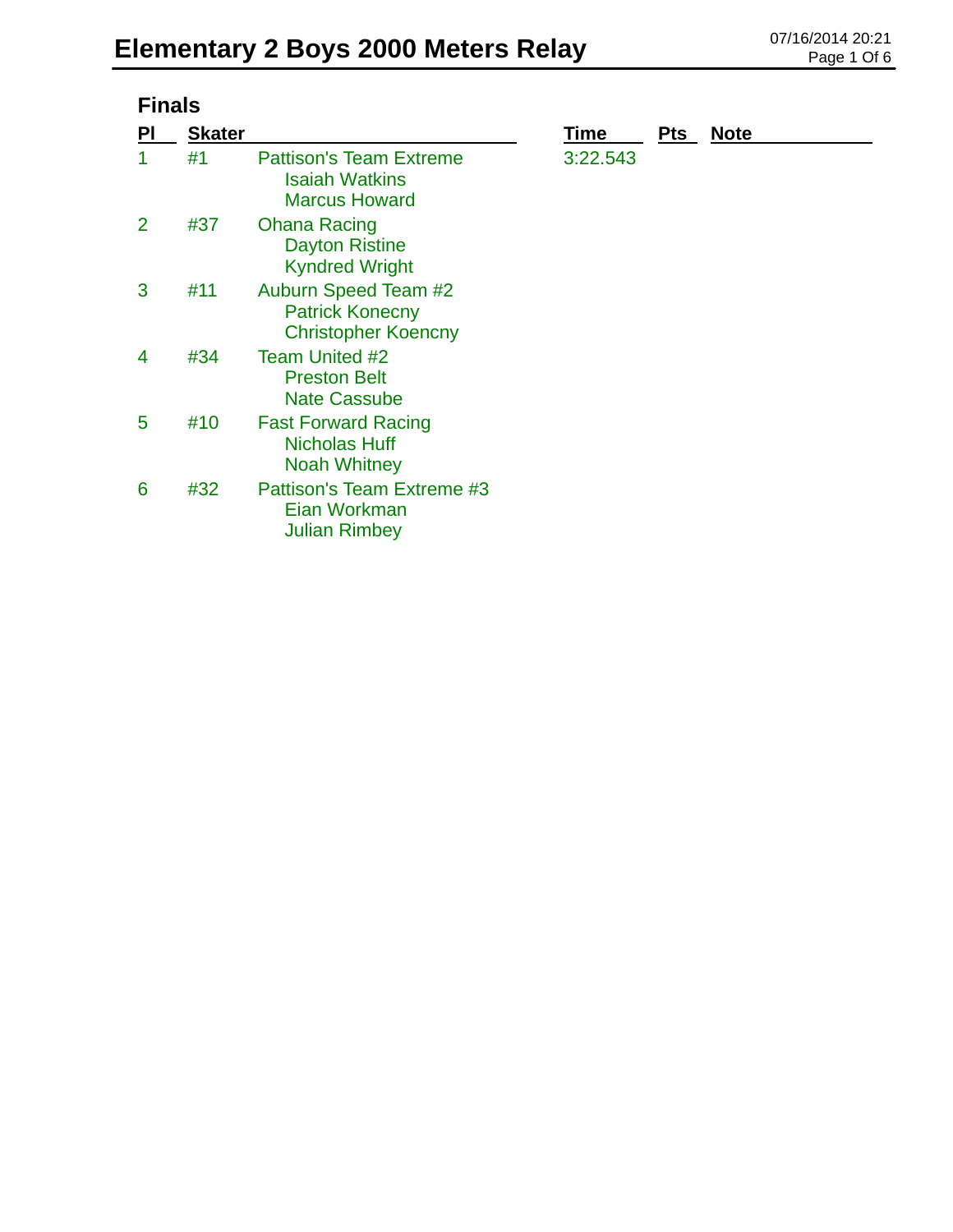# Elementary 2 Boys 2000 Meters Relay

07/16/2014 20:21

## Finals

| Pl | Skater | | Time | Pts | Note |
|---|---|---|---|---|---|
| 1 | #1 | Pattison's Team Extreme<br>Isaiah Watkins<br>Marcus Howard | 3:22.543 | | |
| 2 | #37 | Ohana Racing<br>Dayton Ristine<br>Kyndred Wright | | | |
| 3 | #11 | Auburn Speed Team #2<br>Patrick Konecny<br>Christopher Koencny | | | |
| 4 | #34 | Team United #2<br>Preston Belt<br>Nate Cassube | | | |
| 5 | #10 | Fast Forward Racing<br>Nicholas Huff<br>Noah Whitney | | | |
| 6 | #32 | Pattison's Team Extreme #3<br>Eian Workman<br>Julian Rimbey | | | |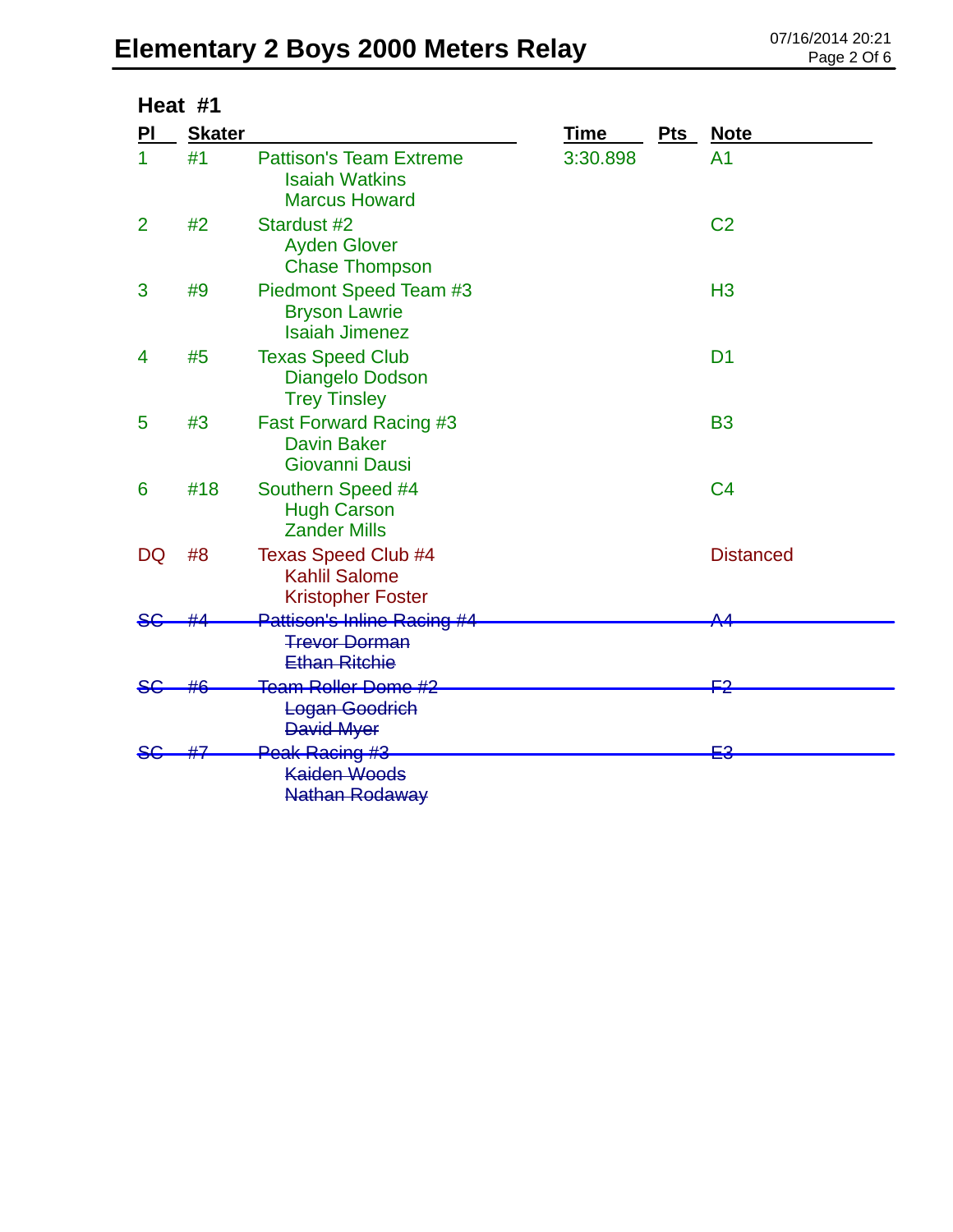# Elementary 2 Boys 2000 Meters Relay

07/16/2014 20:21

## Heat #1

| Pl | Skater | | Time | Pts | Note |
|---|---|---|---|---|---|
| 1 | #1 | Pattison's Team Extreme<br>Isaiah Watkins<br>Marcus Howard | 3:30.898 | | A1 |
| 2 | #2 | Stardust #2<br>Ayden Glover<br>Chase Thompson | | | C2 |
| 3 | #9 | Piedmont Speed Team #3<br>Bryson Lawrie<br>Isaiah Jimenez | | | H3 |
| 4 | #5 | Texas Speed Club<br>Diangelo Dodson<br>Trey Tinsley | | | D1 |
| 5 | #3 | Fast Forward Racing #3<br>Davin Baker<br>Giovanni Dausi | | | B3 |
| 6 | #18 | Southern Speed #4<br>Hugh Carson<br>Zander Mills | | | C4 |
| DQ | #8 | Texas Speed Club #4<br>Kahlil Salome<br>Kristopher Foster | | | Distanced |
| ~~SC~~ | ~~#4~~ | ~~Pattison's Inline Racing #4~~<br>~~Trevor Dorman~~<br>~~Ethan Ritchie~~ | | | ~~A4~~ |
| ~~SC~~ | ~~#6~~ | ~~Team Roller Dome #2~~<br>~~Logan Goodrich~~<br>~~David Myer~~ | | | ~~F2~~ |
| ~~SC~~ | ~~#7~~ | ~~Peak Racing #3~~<br>~~Kaiden Woods~~<br>~~Nathan Rodaway~~ | | | ~~E3~~ |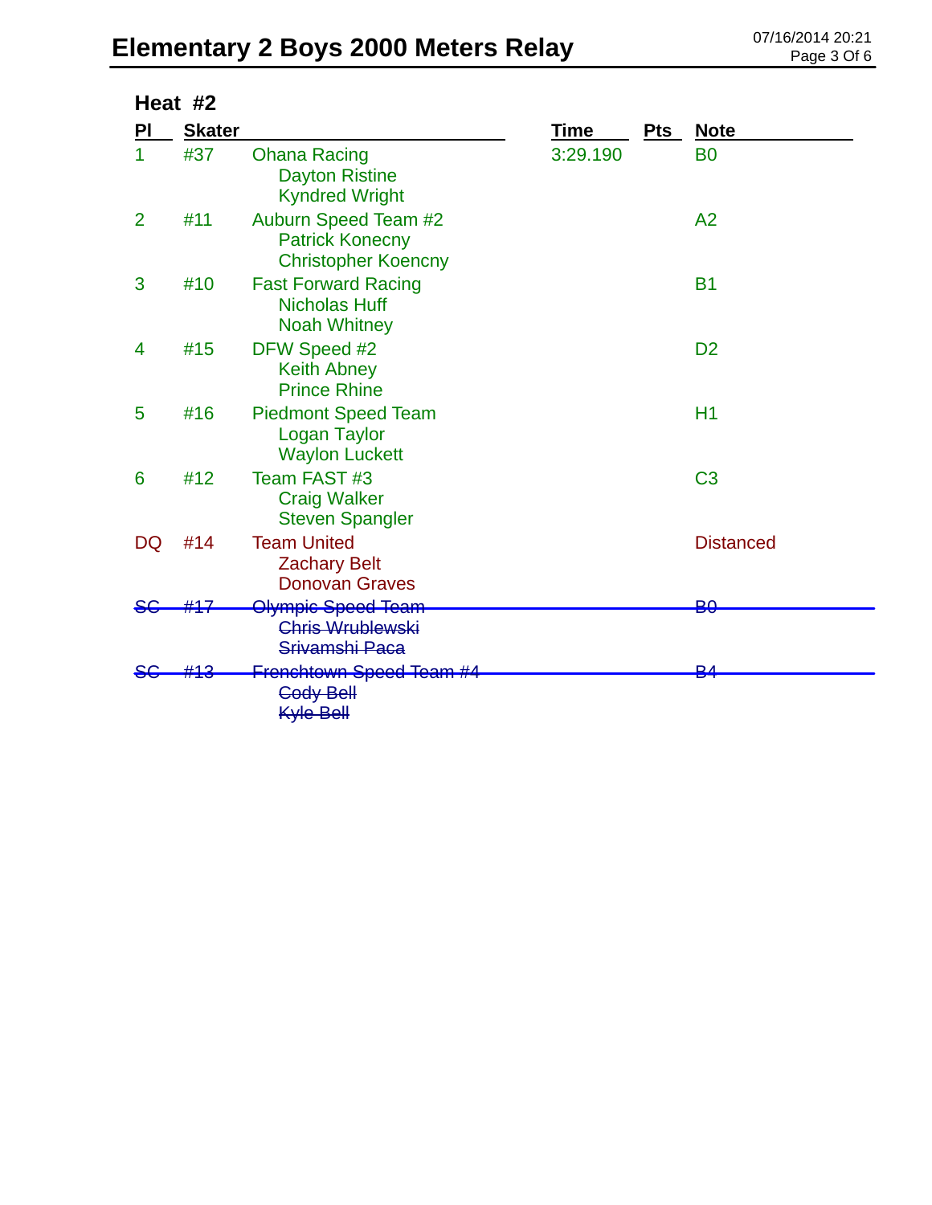# Elementary 2 Boys 2000 Meters Relay

07/16/2014 20:21

## Heat #2

| Pl | Skater | | Time | Pts | Note |
|---|---|---|---|---|---|
| 1 | #37 | Ohana Racing<br>Dayton Ristine<br>Kyndred Wright | 3:29.190 | | B0 |
| 2 | #11 | Auburn Speed Team #2<br>Patrick Konecny<br>Christopher Koencny | | | A2 |
| 3 | #10 | Fast Forward Racing<br>Nicholas Huff<br>Noah Whitney | | | B1 |
| 4 | #15 | DFW Speed #2<br>Keith Abney<br>Prince Rhine | | | D2 |
| 5 | #16 | Piedmont Speed Team<br>Logan Taylor<br>Waylon Luckett | | | H1 |
| 6 | #12 | Team FAST #3<br>Craig Walker<br>Steven Spangler | | | C3 |
| DQ | #14 | Team United<br>Zachary Belt<br>Donovan Graves | | | Distanced |
| ~~SC~~ | ~~#17~~ | ~~Olympic Speed Team~~<br>~~Chris Wrublewski~~<br>~~Srivamshi Paca~~ | | | ~~B0~~ |
| ~~SC~~ | ~~#13~~ | ~~Frenchtown Speed Team #4~~<br>~~Cody Bell~~<br>~~Kyle Bell~~ | | | ~~B4~~ |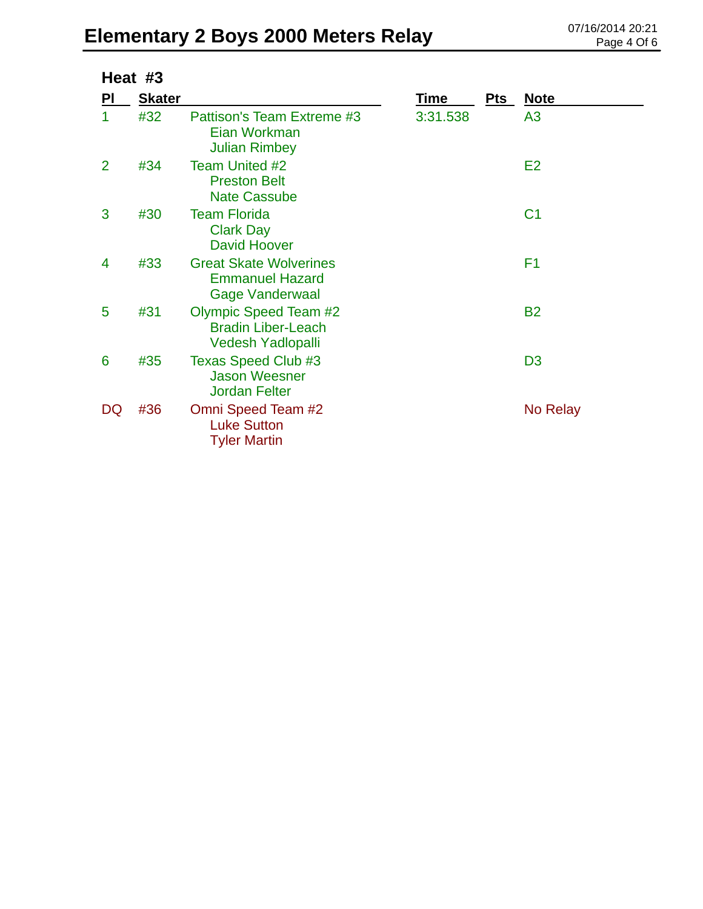# Elementary 2 Boys 2000 Meters Relay

## Heat #3

| Pl | Skater | | Time | Pts | Note |
|---|---|---|---|---|---|
| 1 | #32 | Pattison's Team Extreme #3<br>Eian Workman<br>Julian Rimbey | 3:31.538 | | A3 |
| 2 | #34 | Team United #2<br>Preston Belt<br>Nate Cassube | | | E2 |
| 3 | #30 | Team Florida<br>Clark Day<br>David Hoover | | | C1 |
| 4 | #33 | Great Skate Wolverines<br>Emmanuel Hazard<br>Gage Vanderwaal | | | F1 |
| 5 | #31 | Olympic Speed Team #2<br>Bradin Liber-Leach<br>Vedesh Yadlopalli | | | B2 |
| 6 | #35 | Texas Speed Club #3<br>Jason Weesner<br>Jordan Felter | | | D3 |
| DQ | #36 | Omni Speed Team #2<br>Luke Sutton<br>Tyler Martin | | | No Relay |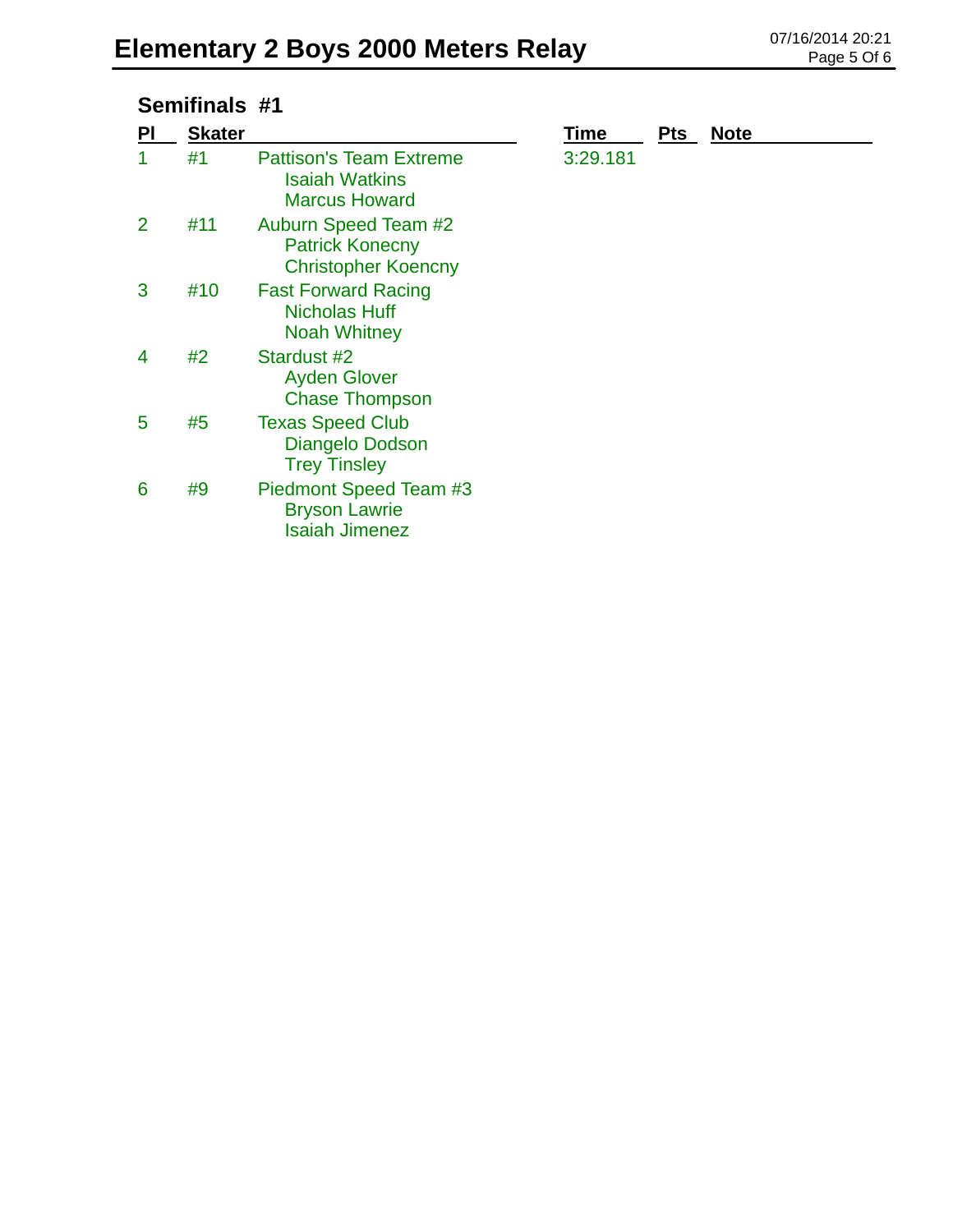# Elementary 2 Boys 2000 Meters Relay

07/16/2014 20:21

## Semifinals #1

| Pl | Skater | | Time | Pts | Note |
|---|---|---|---|---|---|
| 1 | #1 | Pattison's Team Extreme<br>Isaiah Watkins<br>Marcus Howard | 3:29.181 | | |
| 2 | #11 | Auburn Speed Team #2<br>Patrick Konecny<br>Christopher Koencny | | | |
| 3 | #10 | Fast Forward Racing<br>Nicholas Huff<br>Noah Whitney | | | |
| 4 | #2 | Stardust #2<br>Ayden Glover<br>Chase Thompson | | | |
| 5 | #5 | Texas Speed Club<br>Diangelo Dodson<br>Trey Tinsley | | | |
| 6 | #9 | Piedmont Speed Team #3<br>Bryson Lawrie<br>Isaiah Jimenez | | | |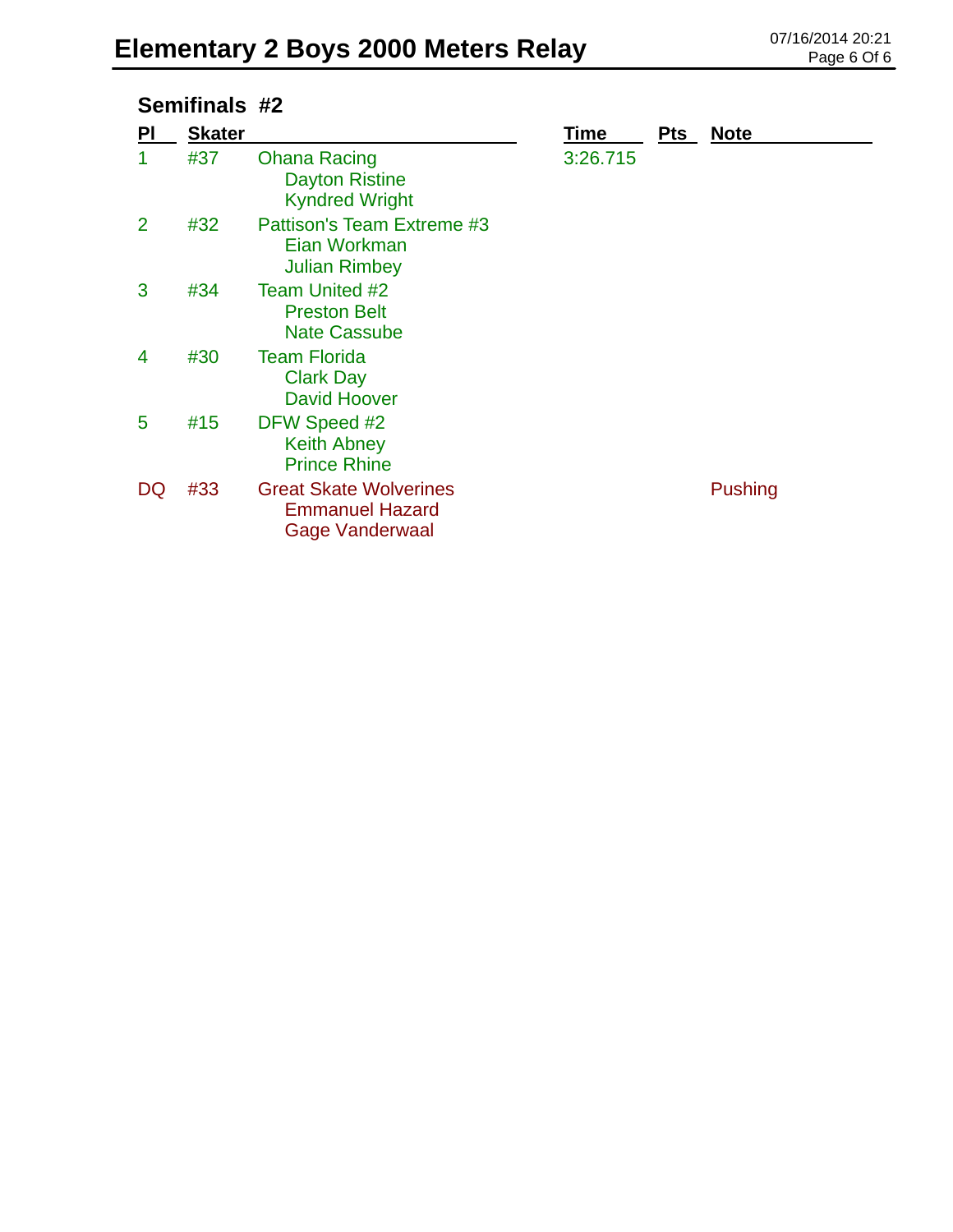# Elementary 2 Boys 2000 Meters Relay

## Semifinals #2

| Pl | Skater | | Time | Pts | Note |
|---|---|---|---|---|---|
| 1 | #37 | Ohana Racing<br>Dayton Ristine<br>Kyndred Wright | 3:26.715 | | |
| 2 | #32 | Pattison's Team Extreme #3<br>Eian Workman<br>Julian Rimbey | | | |
| 3 | #34 | Team United #2<br>Preston Belt<br>Nate Cassube | | | |
| 4 | #30 | Team Florida<br>Clark Day<br>David Hoover | | | |
| 5 | #15 | DFW Speed #2<br>Keith Abney<br>Prince Rhine | | | |
| DQ | #33 | Great Skate Wolverines<br>Emmanuel Hazard<br>Gage Vanderwaal | | | Pushing |